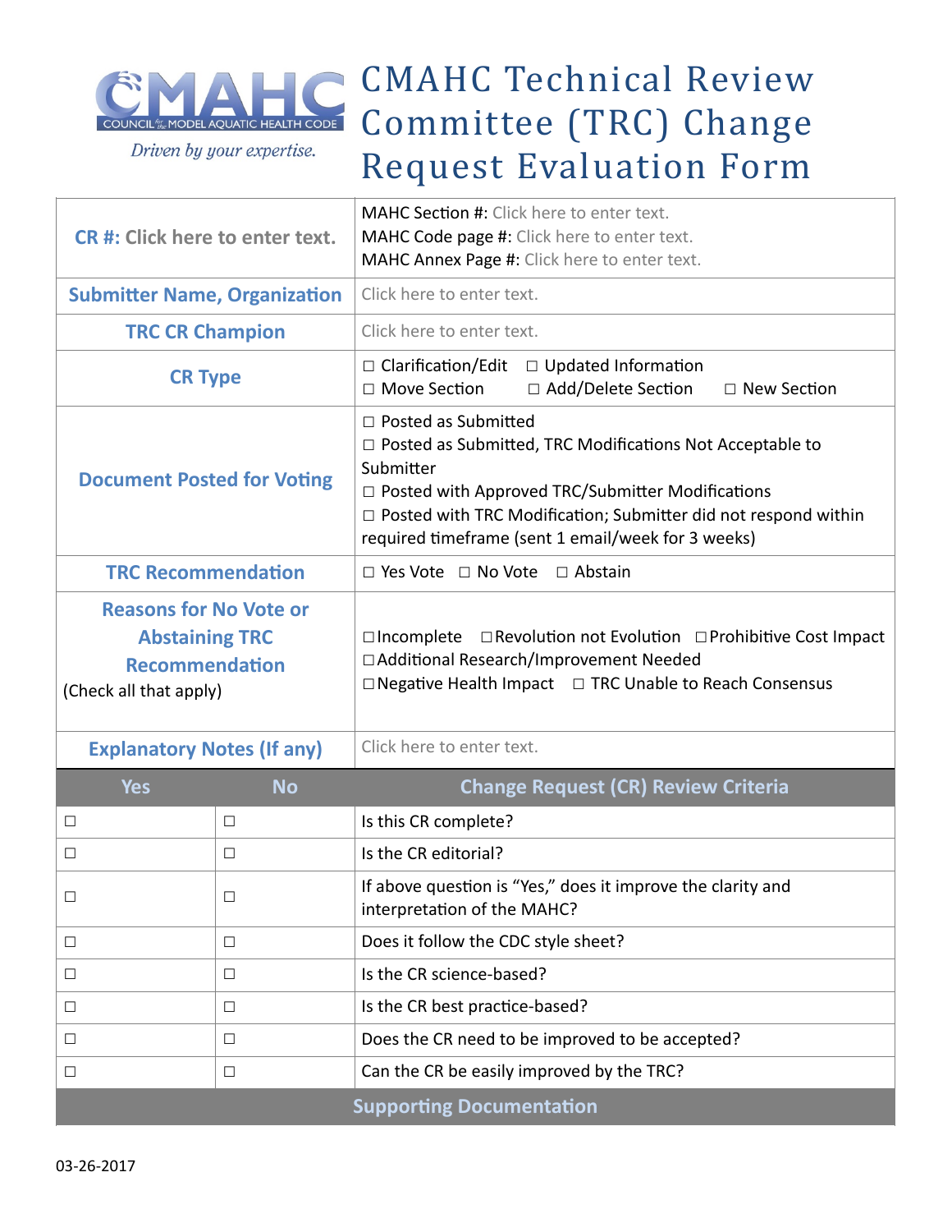COUNCIL for the MODEL AQUATIC HEALTH CODE

*Driven by your expertise.*

# CMAHC Technical Review Committee (TRC) Change Request Evaluation Form

| | |
|---|---|
| **CR #: Click here to enter text.** | MAHC Section #: Click here to enter text.<br>MAHC Code page #: Click here to enter text.<br>MAHC Annex Page #: Click here to enter text. |
| **Submitter Name, Organization** | Click here to enter text. |
| **TRC CR Champion** | Click here to enter text. |
| **CR Type** | ☐ Clarification/Edit ☐ Updated Information<br>☐ Move Section ☐ Add/Delete Section ☐ New Section |
| **Document Posted for Voting** | ☐ Posted as Submitted<br>☐ Posted as Submitted, TRC Modifications Not Acceptable to Submitter<br>☐ Posted with Approved TRC/Submitter Modifications<br>☐ Posted with TRC Modification; Submitter did not respond within required timeframe (sent 1 email/week for 3 weeks) |
| **TRC Recommendation** | ☐ Yes Vote ☐ No Vote ☐ Abstain |
| **Reasons for No Vote or Abstaining TRC Recommendation** (Check all that apply) | ☐Incomplete ☐Revolution not Evolution ☐Prohibitive Cost Impact<br>☐Additional Research/Improvement Needed<br>☐Negative Health Impact ☐ TRC Unable to Reach Consensus |
| **Explanatory Notes (If any)** | Click here to enter text. |

| Yes | No | Change Request (CR) Review Criteria |
|---|---|---|
| ☐ | ☐ | Is this CR complete? |
| ☐ | ☐ | Is the CR editorial? |
| ☐ | ☐ | If above question is “Yes,” does it improve the clarity and interpretation of the MAHC? |
| ☐ | ☐ | Does it follow the CDC style sheet? |
| ☐ | ☐ | Is the CR science-based? |
| ☐ | ☐ | Is the CR best practice-based? |
| ☐ | ☐ | Does the CR need to be improved to be accepted? |
| ☐ | ☐ | Can the CR be easily improved by the TRC? |

**Supporting Documentation**

03-26-2017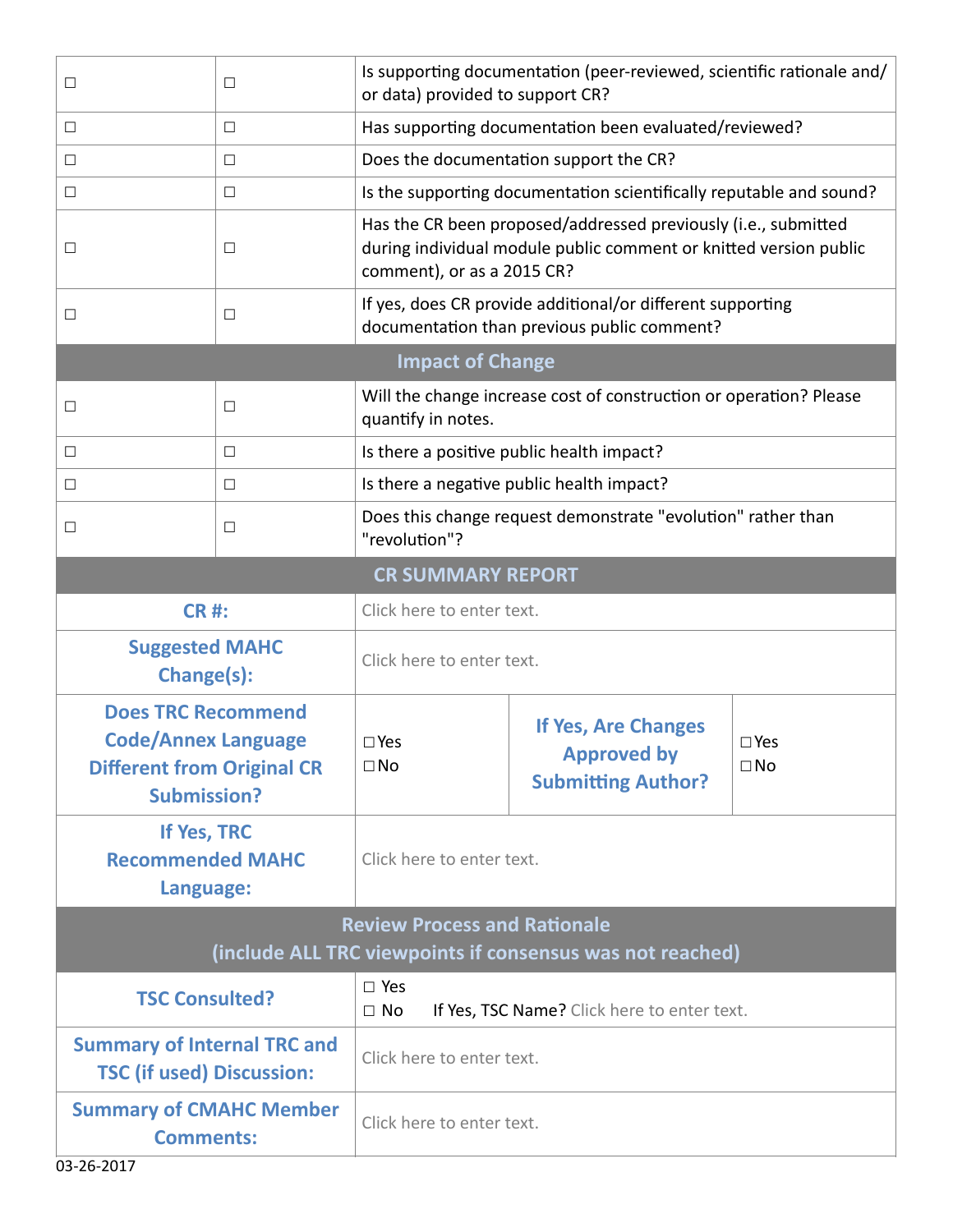| | | |
|---|---|---|
| ☐ | ☐ | Is supporting documentation (peer-reviewed, scientific rationale and/ or data) provided to support CR? |
| ☐ | ☐ | Has supporting documentation been evaluated/reviewed? |
| ☐ | ☐ | Does the documentation support the CR? |
| ☐ | ☐ | Is the supporting documentation scientifically reputable and sound? |
| ☐ | ☐ | Has the CR been proposed/addressed previously (i.e., submitted during individual module public comment or knitted version public comment), or as a 2015 CR? |
| ☐ | ☐ | If yes, does CR provide additional/or different supporting documentation than previous public comment? |
| **Impact of Change** | | |
| ☐ | ☐ | Will the change increase cost of construction or operation? Please quantify in notes. |
| ☐ | ☐ | Is there a positive public health impact? |
| ☐ | ☐ | Is there a negative public health impact? |
| ☐ | ☐ | Does this change request demonstrate "evolution" rather than "revolution"? |

| | | | |
|---|---|---|---|
| **CR SUMMARY REPORT** | | | |
| **CR #:** | Click here to enter text. | | |
| **Suggested MAHC Change(s):** | Click here to enter text. | | |
| **Does TRC Recommend Code/Annex Language Different from Original CR Submission?** | ☐Yes ☐No | **If Yes, Are Changes Approved by Submitting Author?** | ☐Yes ☐No |
| **If Yes, TRC Recommended MAHC Language:** | Click here to enter text. | | |
| **Review Process and Rationale (include ALL TRC viewpoints if consensus was not reached)** | | | |
| **TSC Consulted?** | ☐ Yes ☐ No If Yes, TSC Name? Click here to enter text. | | |
| **Summary of Internal TRC and TSC (if used) Discussion:** | Click here to enter text. | | |
| **Summary of CMAHC Member Comments:** | Click here to enter text. | | |

03-26-2017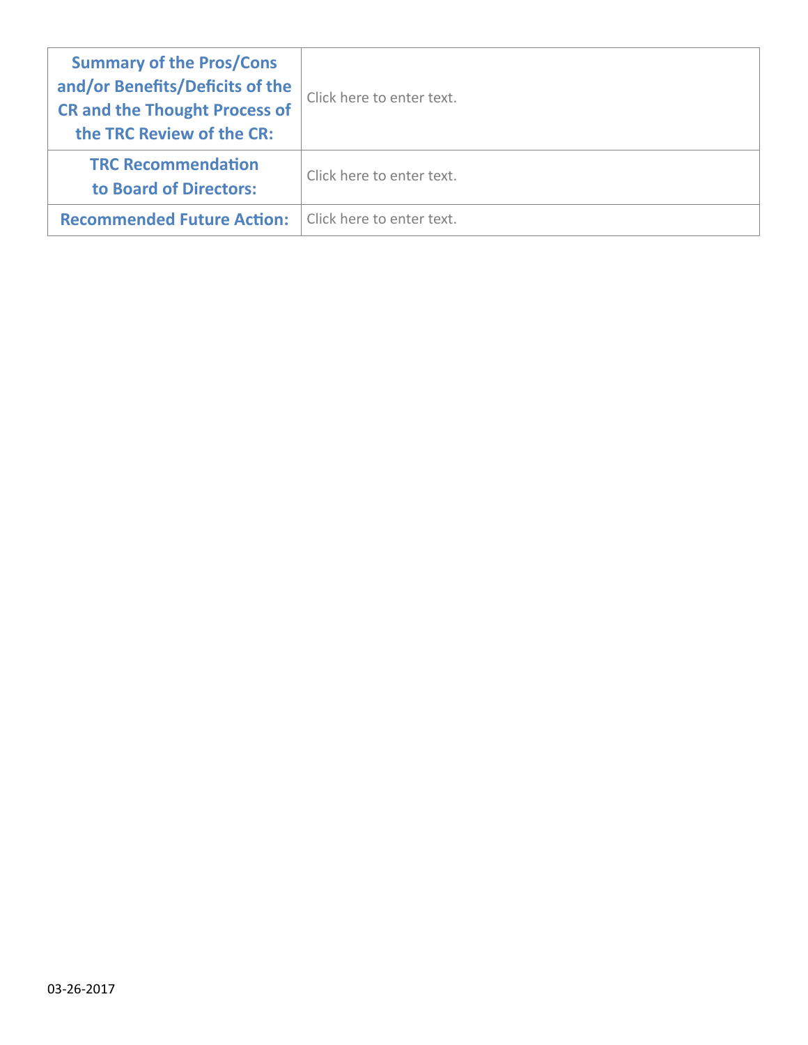| | |
|---|---|
| **Summary of the Pros/Cons and/or Benefits/Deficits of the CR and the Thought Process of the TRC Review of the CR:** | Click here to enter text. |
| **TRC Recommendation to Board of Directors:** | Click here to enter text. |
| **Recommended Future Action:** | Click here to enter text. |

03-26-2017